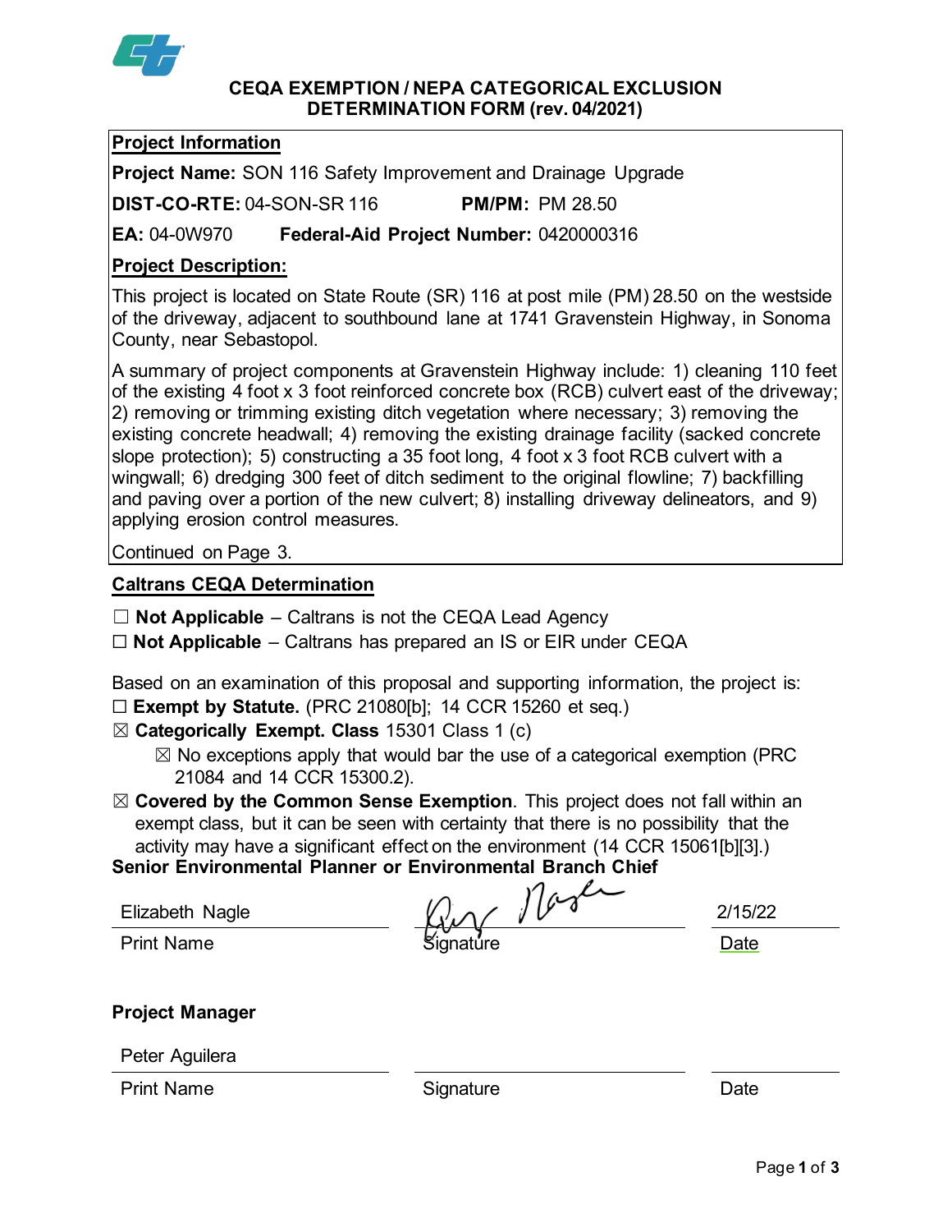# CEQA EXEMPTION / NEPA CATEGORICAL EXCLUSION DETERMINATION FORM (rev. 04/2021)

**Project Information**

**Project Name:** SON 116 Safety Improvement and Drainage Upgrade

**DIST-CO-RTE:** 04-SON-SR 116 **PM/PM:** PM 28.50

**EA:** 04-0W970 **Federal-Aid Project Number:** 0420000316

**Project Description:**

This project is located on State Route (SR) 116 at post mile (PM) 28.50 on the westside of the driveway, adjacent to southbound lane at 1741 Gravenstein Highway, in Sonoma County, near Sebastopol.

A summary of project components at Gravenstein Highway include: 1) cleaning 110 feet of the existing 4 foot x 3 foot reinforced concrete box (RCB) culvert east of the driveway; 2) removing or trimming existing ditch vegetation where necessary; 3) removing the existing concrete headwall; 4) removing the existing drainage facility (sacked concrete slope protection); 5) constructing a 35 foot long, 4 foot x 3 foot RCB culvert with a wingwall; 6) dredging 300 feet of ditch sediment to the original flowline; 7) backfilling and paving over a portion of the new culvert; 8) installing driveway delineators, and 9) applying erosion control measures.

Continued on Page 3.

**Caltrans CEQA Determination**

☐ **Not Applicable** – Caltrans is not the CEQA Lead Agency

☐ **Not Applicable** – Caltrans has prepared an IS or EIR under CEQA

Based on an examination of this proposal and supporting information, the project is:

☐ **Exempt by Statute.** (PRC 21080[b]; 14 CCR 15260 et seq.)

☒ **Categorically Exempt. Class** 15301 Class 1 (c)

- ☒ No exceptions apply that would bar the use of a categorical exemption (PRC 21084 and 14 CCR 15300.2).

☒ **Covered by the Common Sense Exemption**. This project does not fall within an exempt class, but it can be seen with certainty that there is no possibility that the activity may have a significant effect on the environment (14 CCR 15061[b][3].)

**Senior Environmental Planner or Environmental Branch Chief**

| Elizabeth Nagle | [Signature] | 2/15/22 |
|---|---|---|
| Print Name | Signature | Date |

**Project Manager**

| Peter Aguilera | | |
|---|---|---|
| Print Name | Signature | Date |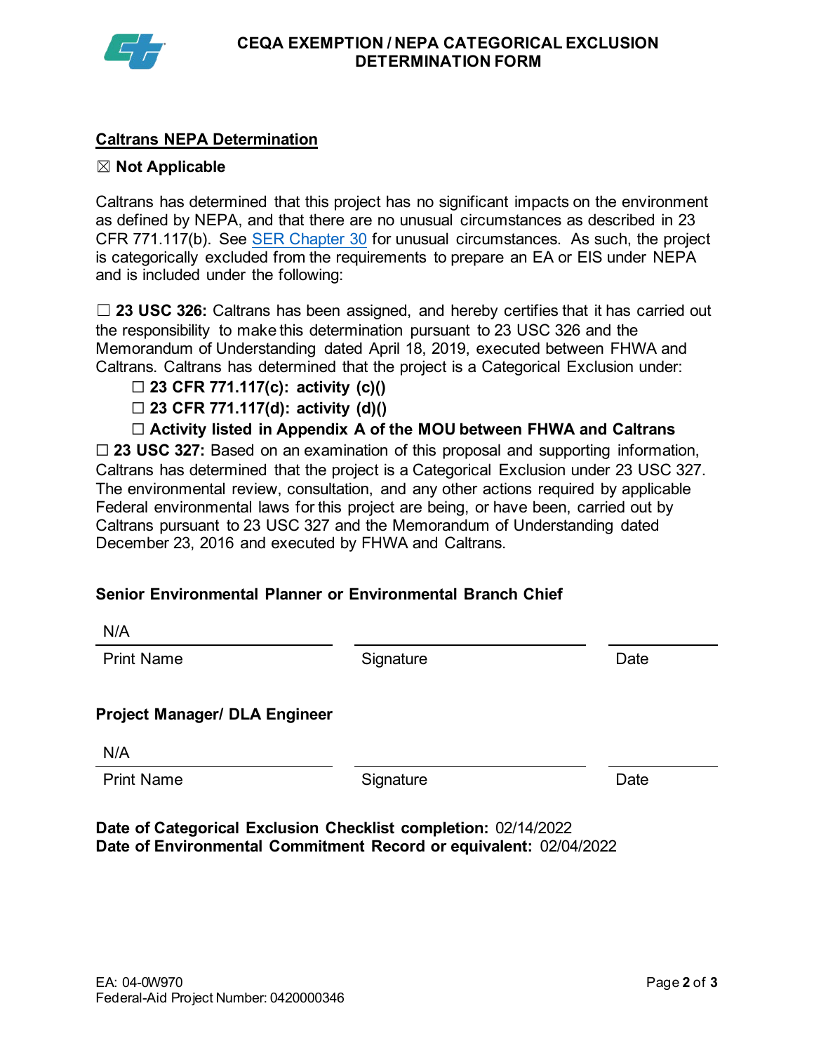## Caltrans NEPA Determination

☒ **Not Applicable**

Caltrans has determined that this project has no significant impacts on the environment as defined by NEPA, and that there are no unusual circumstances as described in 23 CFR 771.117(b). See [SER Chapter 30] for unusual circumstances. As such, the project is categorically excluded from the requirements to prepare an EA or EIS under NEPA and is included under the following:

☐ **23 USC 326:** Caltrans has been assigned, and hereby certifies that it has carried out the responsibility to make this determination pursuant to 23 USC 326 and the Memorandum of Understanding dated April 18, 2019, executed between FHWA and Caltrans. Caltrans has determined that the project is a Categorical Exclusion under:

- ☐ **23 CFR 771.117(c): activity (c)()**
- ☐ **23 CFR 771.117(d): activity (d)()**
- ☐ **Activity listed in Appendix A of the MOU between FHWA and Caltrans**

☐ **23 USC 327:** Based on an examination of this proposal and supporting information, Caltrans has determined that the project is a Categorical Exclusion under 23 USC 327. The environmental review, consultation, and any other actions required by applicable Federal environmental laws for this project are being, or have been, carried out by Caltrans pursuant to 23 USC 327 and the Memorandum of Understanding dated December 23, 2016 and executed by FHWA and Caltrans.

**Senior Environmental Planner or Environmental Branch Chief**

| N/A | | |
|---|---|---|
| Print Name | Signature | Date |

**Project Manager/ DLA Engineer**

| N/A | | |
|---|---|---|
| Print Name | Signature | Date |

**Date of Categorical Exclusion Checklist completion:** 02/14/2022
**Date of Environmental Commitment Record or equivalent:** 02/04/2022

EA: 04-0W970
Federal-Aid Project Number: 0420000346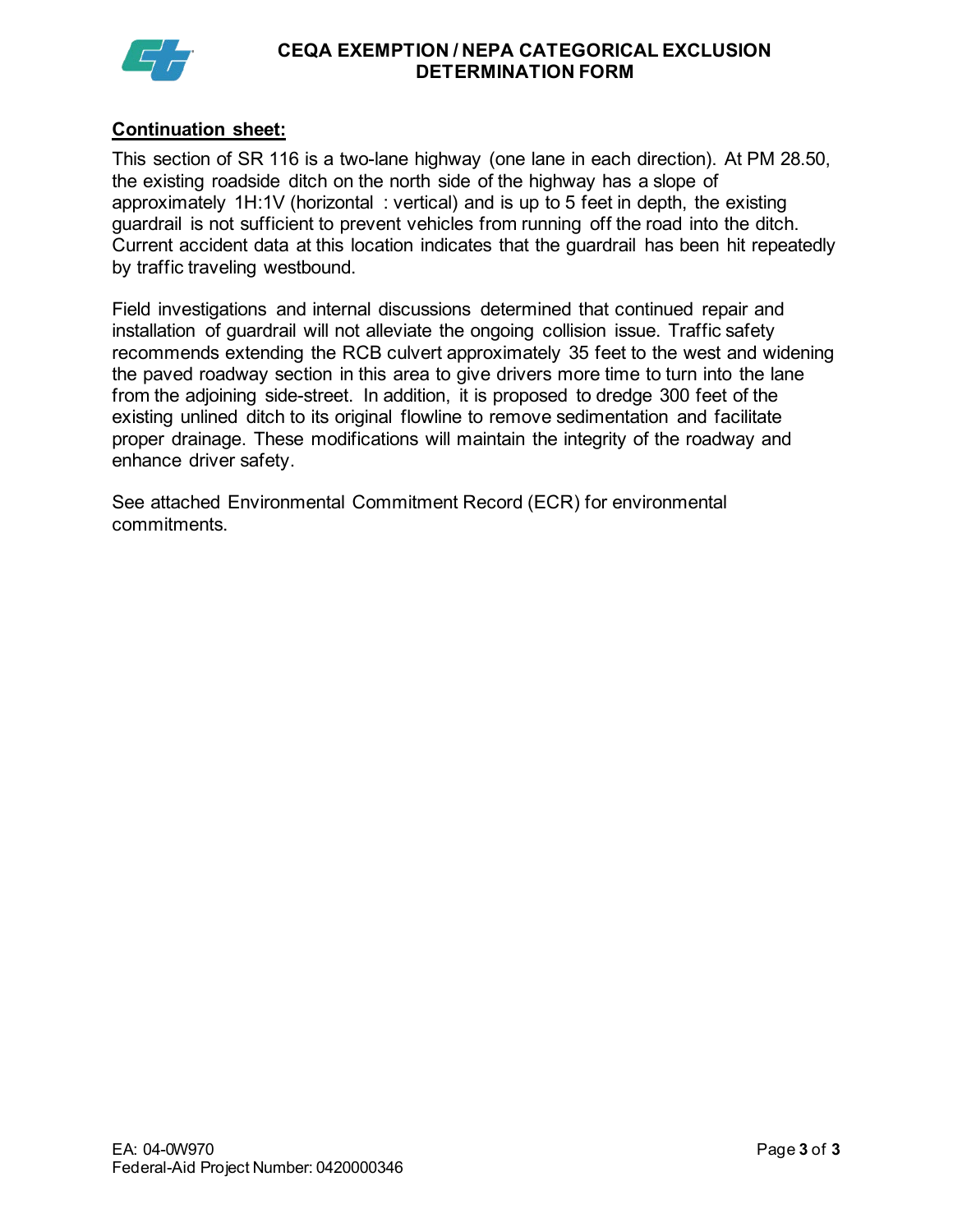**Continuation sheet:**

This section of SR 116 is a two-lane highway (one lane in each direction). At PM 28.50, the existing roadside ditch on the north side of the highway has a slope of approximately 1H:1V (horizontal : vertical) and is up to 5 feet in depth, the existing guardrail is not sufficient to prevent vehicles from running off the road into the ditch. Current accident data at this location indicates that the guardrail has been hit repeatedly by traffic traveling westbound.

Field investigations and internal discussions determined that continued repair and installation of guardrail will not alleviate the ongoing collision issue. Traffic safety recommends extending the RCB culvert approximately 35 feet to the west and widening the paved roadway section in this area to give drivers more time to turn into the lane from the adjoining side-street. In addition, it is proposed to dredge 300 feet of the existing unlined ditch to its original flowline to remove sedimentation and facilitate proper drainage. These modifications will maintain the integrity of the roadway and enhance driver safety.

See attached Environmental Commitment Record (ECR) for environmental commitments.

EA: 04-0W970
Federal-Aid Project Number: 0420000346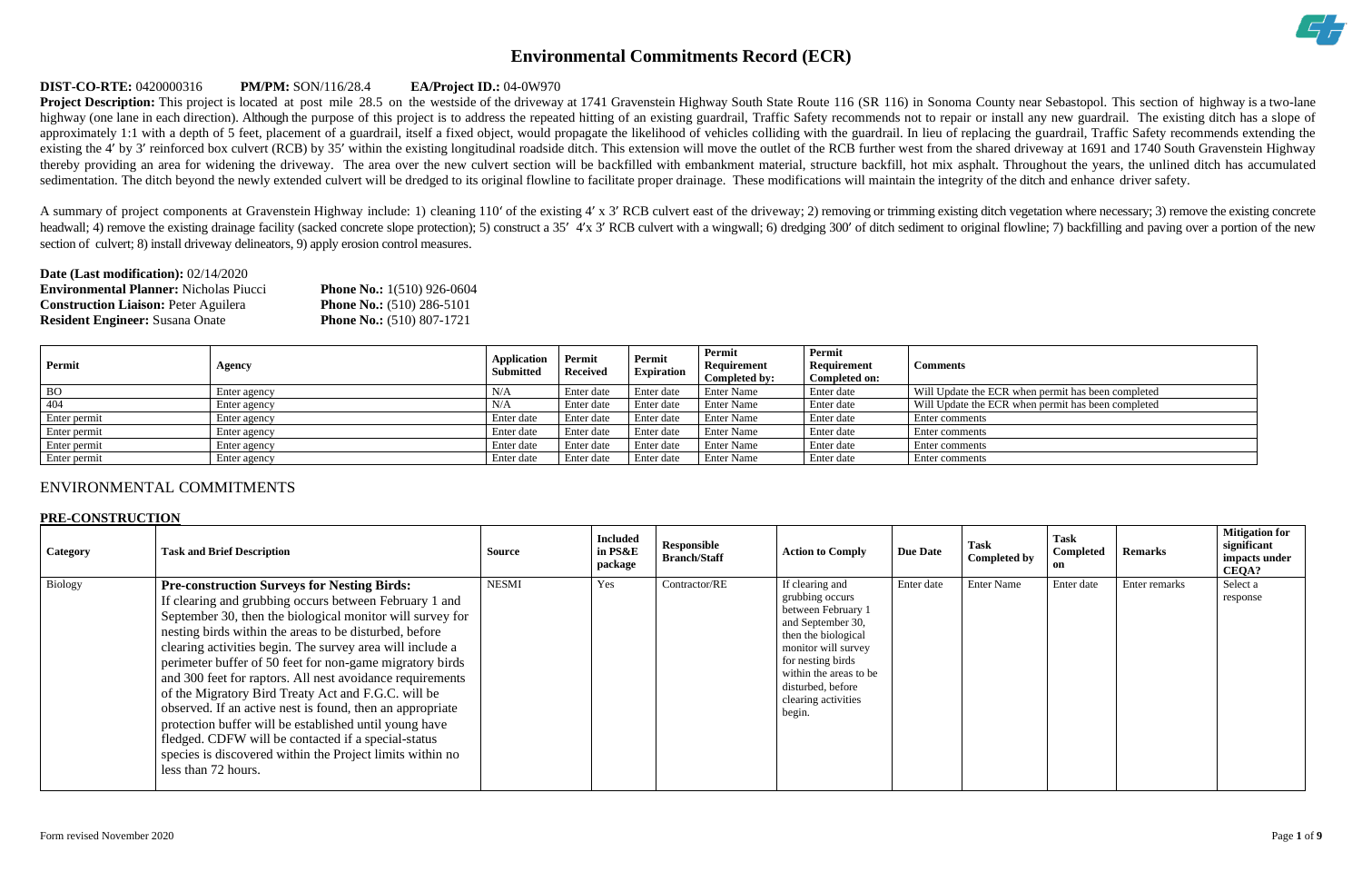# Environmental Commitments Record (ECR)

**DIST-CO-RTE:** 0420000316 **PM/PM:** SON/116/28.4 **EA/Project ID.:** 04-0W970

**Project Description:** This project is located at post mile 28.5 on the westside of the driveway at 1741 Gravenstein Highway South State Route 116 (SR 116) in Sonoma County near Sebastopol. This section of highway is a two-lane highway (one lane in each direction). Although the purpose of this project is to address the repeated hitting of an existing guardrail, Traffic Safety recommends not to repair or install any new guardrail. The existing ditch has a slope of approximately 1:1 with a depth of 5 feet, placement of a guardrail, itself a fixed object, would propagate the likelihood of vehicles colliding with the guardrail. In lieu of replacing the guardrail, Traffic Safety recommends extending the existing the 4′ by 3′ reinforced box culvert (RCB) by 35′ within the existing longitudinal roadside ditch. This extension will move the outlet of the RCB further west from the shared driveway at 1691 and 1740 South Gravenstein Highway thereby providing an area for widening the driveway. The area over the new culvert section will be backfilled with embankment material, structure backfill, hot mix asphalt. Throughout the years, the unlined ditch has accumulated sedimentation. The ditch beyond the newly extended culvert will be dredged to its original flowline to facilitate proper drainage. These modifications will maintain the integrity of the ditch and enhance driver safety.

A summary of project components at Gravenstein Highway include: 1) cleaning 110′ of the existing 4′ x 3′ RCB culvert east of the driveway; 2) removing or trimming existing ditch vegetation where necessary; 3) remove the existing concrete headwall; 4) remove the existing drainage facility (sacked concrete slope protection); 5) construct a 35′ 4′x 3′ RCB culvert with a wingwall; 6) dredging 300′ of ditch sediment to original flowline; 7) backfilling and paving over a portion of the new section of culvert; 8) install driveway delineators, 9) apply erosion control measures.

**Date (Last modification):** 02/14/2020
**Environmental Planner:** Nicholas Piucci **Phone No.:** 1(510) 926-0604
**Construction Liaison:** Peter Aguilera **Phone No.:** (510) 286-5101
**Resident Engineer:** Susana Onate **Phone No.:** (510) 807-1721

| Permit | Agency | Application Submitted | Permit Received | Permit Expiration | Permit Requirement Completed by: | Permit Requirement Completed on: | Comments |
|---|---|---|---|---|---|---|---|
| BO | Enter agency | N/A | Enter date | Enter date | Enter Name | Enter date | Will Update the ECR when permit has been completed |
| 404 | Enter agency | N/A | Enter date | Enter date | Enter Name | Enter date | Will Update the ECR when permit has been completed |
| Enter permit | Enter agency | Enter date | Enter date | Enter date | Enter Name | Enter date | Enter comments |
| Enter permit | Enter agency | Enter date | Enter date | Enter date | Enter Name | Enter date | Enter comments |
| Enter permit | Enter agency | Enter date | Enter date | Enter date | Enter Name | Enter date | Enter comments |
| Enter permit | Enter agency | Enter date | Enter date | Enter date | Enter Name | Enter date | Enter comments |

## ENVIRONMENTAL COMMITMENTS

### PRE-CONSTRUCTION

| Category | Task and Brief Description | Source | Included in PS&E package | Responsible Branch/Staff | Action to Comply | Due Date | Task Completed by | Task Completed on | Remarks | Mitigation for significant impacts under CEQA? |
|---|---|---|---|---|---|---|---|---|---|---|
| Biology | **Pre-construction Surveys for Nesting Birds:** If clearing and grubbing occurs between February 1 and September 30, then the biological monitor will survey for nesting birds within the areas to be disturbed, before clearing activities begin. The survey area will include a perimeter buffer of 50 feet for non-game migratory birds and 300 feet for raptors. All nest avoidance requirements of the Migratory Bird Treaty Act and F.G.C. will be observed. If an active nest is found, then an appropriate protection buffer will be established until young have fledged. CDFW will be contacted if a special-status species is discovered within the Project limits within no less than 72 hours. | NESMI | Yes | Contractor/RE | If clearing and grubbing occurs between February 1 and September 30, then the biological monitor will survey for nesting birds within the areas to be disturbed, before clearing activities begin. | Enter date | Enter Name | Enter date | Enter remarks | Select a response |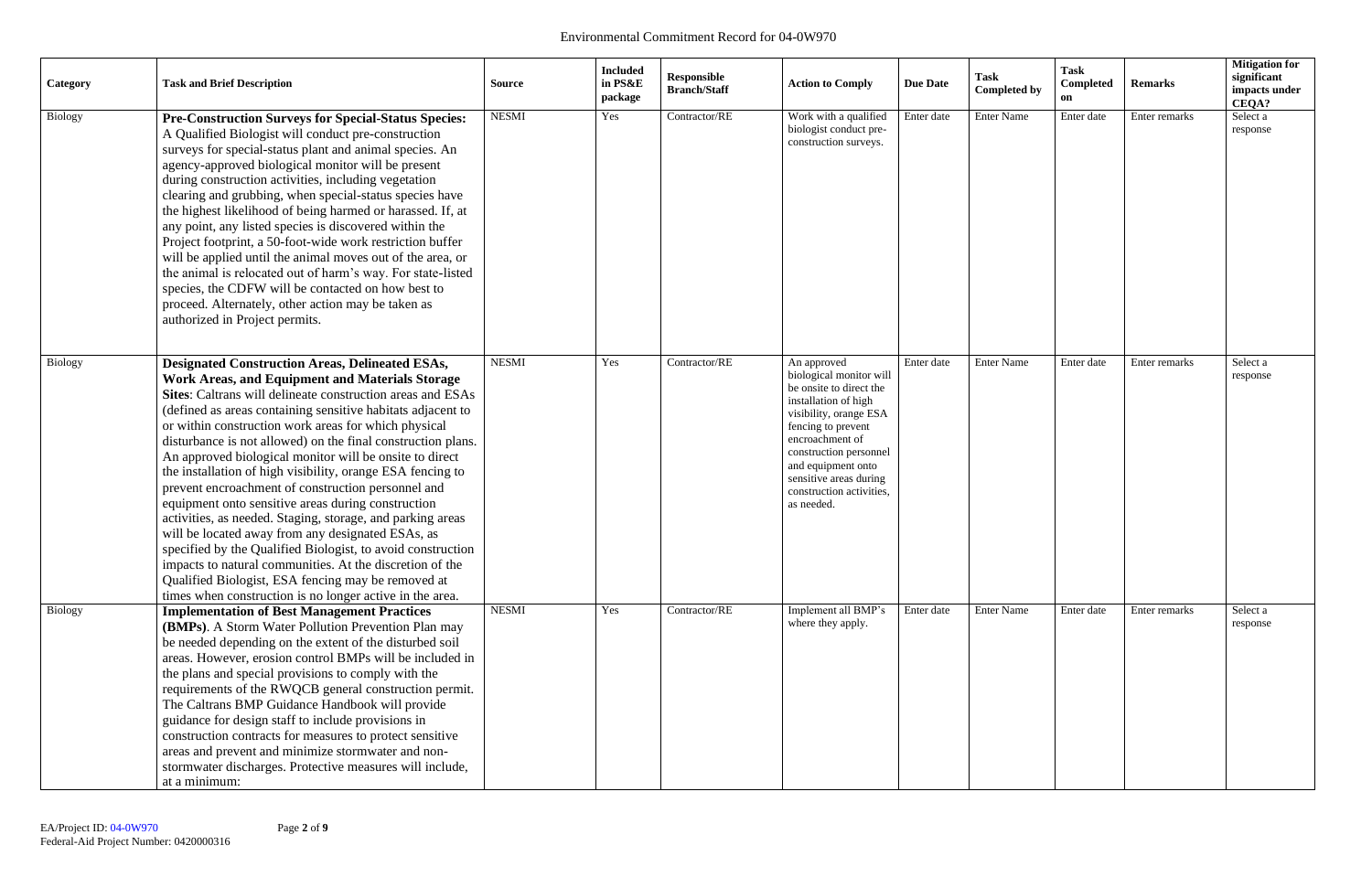| Category | Task and Brief Description | Source | Included in PS&E package | Responsible Branch/Staff | Action to Comply | Due Date | Task Completed by | Task Completed on | Remarks | Mitigation for significant impacts under CEQA? |
|---|---|---|---|---|---|---|---|---|---|---|
| Biology | **Pre-Construction Surveys for Special-Status Species:** A Qualified Biologist will conduct pre-construction surveys for special-status plant and animal species. An agency-approved biological monitor will be present during construction activities, including vegetation clearing and grubbing, when special-status species have the highest likelihood of being harmed or harassed. If, at any point, any listed species is discovered within the Project footprint, a 50-foot-wide work restriction buffer will be applied until the animal moves out of the area, or the animal is relocated out of harm's way. For state-listed species, the CDFW will be contacted on how best to proceed. Alternately, other action may be taken as authorized in Project permits. | NESMI | Yes | Contractor/RE | Work with a qualified biologist conduct pre-construction surveys. | Enter date | Enter Name | Enter date | Enter remarks | Select a response |
| Biology | **Designated Construction Areas, Delineated ESAs, Work Areas, and Equipment and Materials Storage Sites**: Caltrans will delineate construction areas and ESAs (defined as areas containing sensitive habitats adjacent to or within construction work areas for which physical disturbance is not allowed) on the final construction plans. An approved biological monitor will be onsite to direct the installation of high visibility, orange ESA fencing to prevent encroachment of construction personnel and equipment onto sensitive areas during construction activities, as needed. Staging, storage, and parking areas will be located away from any designated ESAs, as specified by the Qualified Biologist, to avoid construction impacts to natural communities. At the discretion of the Qualified Biologist, ESA fencing may be removed at times when construction is no longer active in the area. | NESMI | Yes | Contractor/RE | An approved biological monitor will be onsite to direct the installation of high visibility, orange ESA fencing to prevent encroachment of construction personnel and equipment onto sensitive areas during construction activities, as needed. | Enter date | Enter Name | Enter date | Enter remarks | Select a response |
| Biology | **Implementation of Best Management Practices (BMPs)**. A Storm Water Pollution Prevention Plan may be needed depending on the extent of the disturbed soil areas. However, erosion control BMPs will be included in the plans and special provisions to comply with the requirements of the RWQCB general construction permit. The Caltrans BMP Guidance Handbook will provide guidance for design staff to include provisions in construction contracts for measures to protect sensitive areas and prevent and minimize stormwater and non-stormwater discharges. Protective measures will include, at a minimum: | NESMI | Yes | Contractor/RE | Implement all BMP's where they apply. | Enter date | Enter Name | Enter date | Enter remarks | Select a response |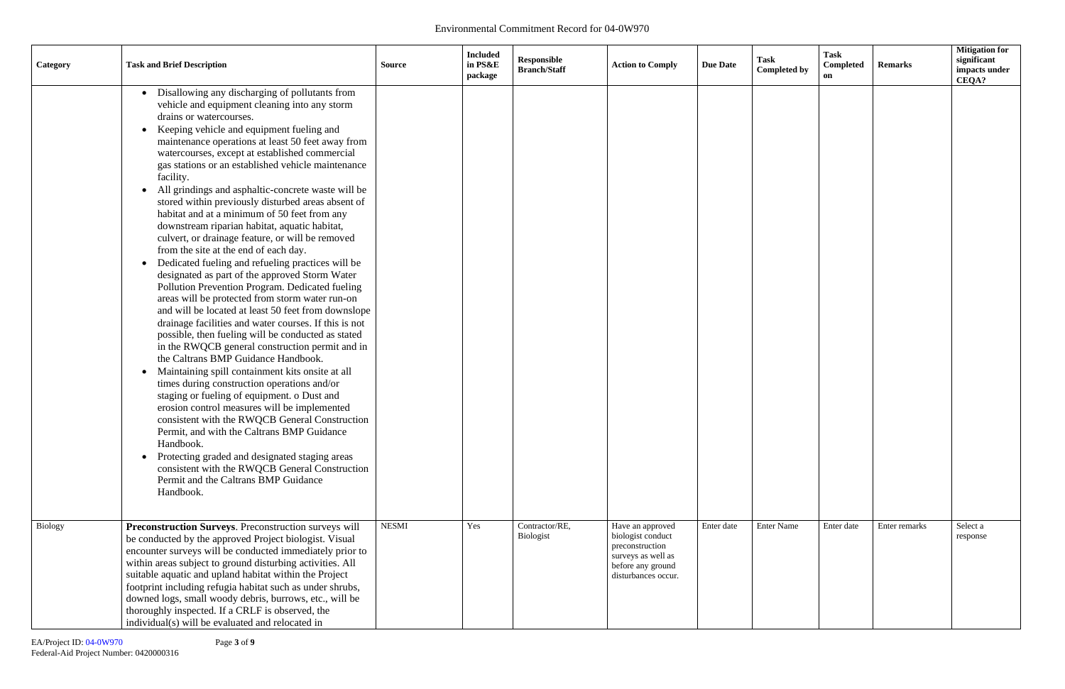| Category | Task and Brief Description | Source | Included in PS&E package | Responsible Branch/Staff | Action to Comply | Due Date | Task Completed by | Task Completed on | Remarks | Mitigation for significant impacts under CEQA? |
|---|---|---|---|---|---|---|---|---|---|---|
| | • Disallowing any discharging of pollutants from vehicle and equipment cleaning into any storm drains or watercourses.<br>• Keeping vehicle and equipment fueling and maintenance operations at least 50 feet away from watercourses, except at established commercial gas stations or an established vehicle maintenance facility.<br>• All grindings and asphaltic-concrete waste will be stored within previously disturbed areas absent of habitat and at a minimum of 50 feet from any downstream riparian habitat, aquatic habitat, culvert, or drainage feature, or will be removed from the site at the end of each day.<br>• Dedicated fueling and refueling practices will be designated as part of the approved Storm Water Pollution Prevention Program. Dedicated fueling areas will be protected from storm water run-on and will be located at least 50 feet from downslope drainage facilities and water courses. If this is not possible, then fueling will be conducted as stated in the RWQCB general construction permit and in the Caltrans BMP Guidance Handbook.<br>• Maintaining spill containment kits onsite at all times during construction operations and/or staging or fueling of equipment. o Dust and erosion control measures will be implemented consistent with the RWQCB General Construction Permit, and with the Caltrans BMP Guidance Handbook.<br>• Protecting graded and designated staging areas consistent with the RWQCB General Construction Permit and the Caltrans BMP Guidance Handbook. | | | | | | | | | |
| Biology | **Preconstruction Surveys**. Preconstruction surveys will be conducted by the approved Project biologist. Visual encounter surveys will be conducted immediately prior to within areas subject to ground disturbing activities. All suitable aquatic and upland habitat within the Project footprint including refugia habitat such as under shrubs, downed logs, small woody debris, burrows, etc., will be thoroughly inspected. If a CRLF is observed, the individual(s) will be evaluated and relocated in | NESMI | Yes | Contractor/RE, Biologist | Have an approved biologist conduct preconstruction surveys as well as before any ground disturbances occur. | Enter date | Enter Name | Enter date | Enter remarks | Select a response |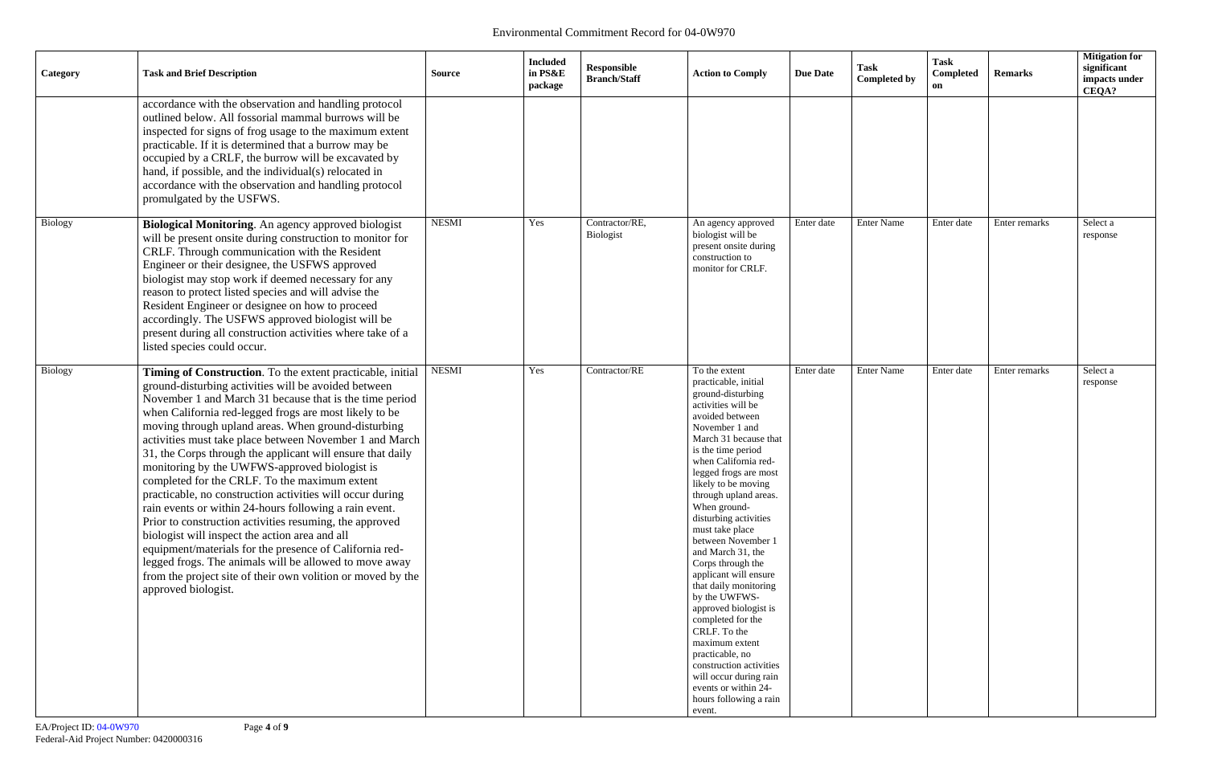| Category | Task and Brief Description | Source | Included in PS&E package | Responsible Branch/Staff | Action to Comply | Due Date | Task Completed by | Task Completed on | Remarks | Mitigation for significant impacts under CEQA? |
|---|---|---|---|---|---|---|---|---|---|---|
| | accordance with the observation and handling protocol outlined below. All fossorial mammal burrows will be inspected for signs of frog usage to the maximum extent practicable. If it is determined that a burrow may be occupied by a CRLF, the burrow will be excavated by hand, if possible, and the individual(s) relocated in accordance with the observation and handling protocol promulgated by the USFWS. | | | | | | | | | |
| Biology | **Biological Monitoring**. An agency approved biologist will be present onsite during construction to monitor for CRLF. Through communication with the Resident Engineer or their designee, the USFWS approved biologist may stop work if deemed necessary for any reason to protect listed species and will advise the Resident Engineer or designee on how to proceed accordingly. The USFWS approved biologist will be present during all construction activities where take of a listed species could occur. | NESMI | Yes | Contractor/RE, Biologist | An agency approved biologist will be present onsite during construction to monitor for CRLF. | Enter date | Enter Name | Enter date | Enter remarks | Select a response |
| Biology | **Timing of Construction**. To the extent practicable, initial ground-disturbing activities will be avoided between November 1 and March 31 because that is the time period when California red-legged frogs are most likely to be moving through upland areas. When ground-disturbing activities must take place between November 1 and March 31, the Corps through the applicant will ensure that daily monitoring by the UWFWS-approved biologist is completed for the CRLF. To the maximum extent practicable, no construction activities will occur during rain events or within 24-hours following a rain event. Prior to construction activities resuming, the approved biologist will inspect the action area and all equipment/materials for the presence of California red-legged frogs. The animals will be allowed to move away from the project site of their own volition or moved by the approved biologist. | NESMI | Yes | Contractor/RE | To the extent practicable, initial ground-disturbing activities will be avoided between November 1 and March 31 because that is the time period when California red-legged frogs are most likely to be moving through upland areas. When ground-disturbing activities must take place between November 1 and March 31, the Corps through the applicant will ensure that daily monitoring by the UWFWS-approved biologist is completed for the CRLF. To the maximum extent practicable, no construction activities will occur during rain events or within 24-hours following a rain event. | Enter date | Enter Name | Enter date | Enter remarks | Select a response |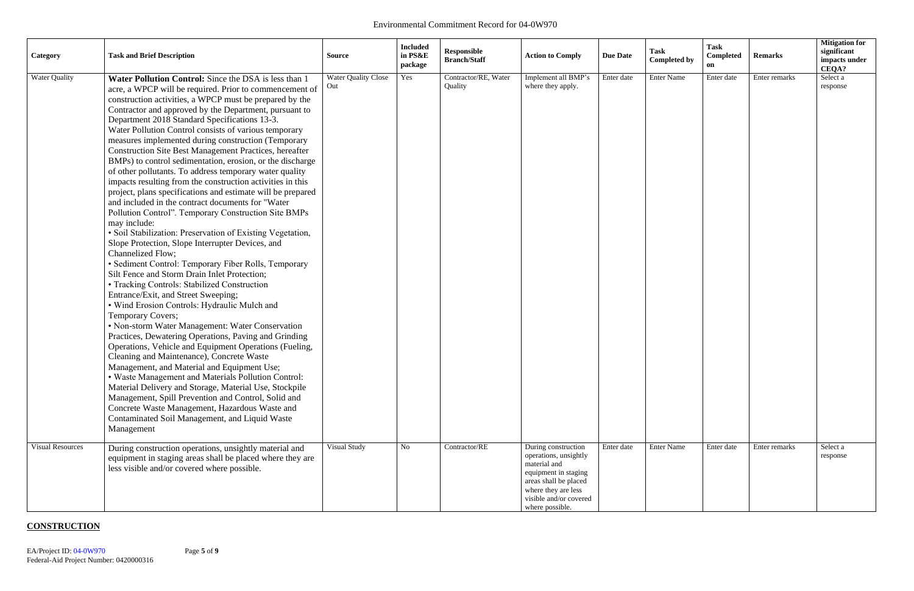| Category | Task and Brief Description | Source | Included in PS&E package | Responsible Branch/Staff | Action to Comply | Due Date | Task Completed by | Task Completed on | Remarks | Mitigation for significant impacts under CEQA? |
|---|---|---|---|---|---|---|---|---|---|---|
| Water Quality | **Water Pollution Control:** Since the DSA is less than 1 acre, a WPCP will be required. Prior to commencement of construction activities, a WPCP must be prepared by the Contractor and approved by the Department, pursuant to Department 2018 Standard Specifications 13-3. Water Pollution Control consists of various temporary measures implemented during construction (Temporary Construction Site Best Management Practices, hereafter BMPs) to control sedimentation, erosion, or the discharge of other pollutants. To address temporary water quality impacts resulting from the construction activities in this project, plans specifications and estimate will be prepared and included in the contract documents for "Water Pollution Control". Temporary Construction Site BMPs may include: • Soil Stabilization: Preservation of Existing Vegetation, Slope Protection, Slope Interrupter Devices, and Channelized Flow; • Sediment Control: Temporary Fiber Rolls, Temporary Silt Fence and Storm Drain Inlet Protection; • Tracking Controls: Stabilized Construction Entrance/Exit, and Street Sweeping; • Wind Erosion Controls: Hydraulic Mulch and Temporary Covers; • Non-storm Water Management: Water Conservation Practices, Dewatering Operations, Paving and Grinding Operations, Vehicle and Equipment Operations (Fueling, Cleaning and Maintenance), Concrete Waste Management, and Material and Equipment Use; • Waste Management and Materials Pollution Control: Material Delivery and Storage, Material Use, Stockpile Management, Spill Prevention and Control, Solid and Concrete Waste Management, Hazardous Waste and Contaminated Soil Management, and Liquid Waste Management | Water Quality Close Out | Yes | Contractor/RE, Water Quality | Implement all BMP's where they apply. | Enter date | Enter Name | Enter date | Enter remarks | Select a response |
| Visual Resources | During construction operations, unsightly material and equipment in staging areas shall be placed where they are less visible and/or covered where possible. | Visual Study | No | Contractor/RE | During construction operations, unsightly material and equipment in staging areas shall be placed where they are less visible and/or covered where possible. | Enter date | Enter Name | Enter date | Enter remarks | Select a response |

**CONSTRUCTION**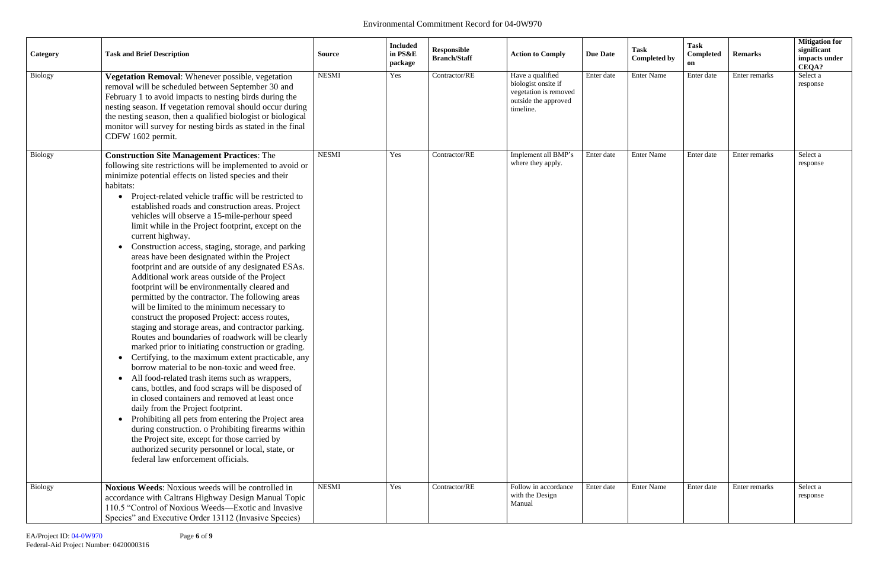| Category | Task and Brief Description | Source | Included in PS&E package | Responsible Branch/Staff | Action to Comply | Due Date | Task Completed by | Task Completed on | Remarks | Mitigation for significant impacts under CEQA? |
|---|---|---|---|---|---|---|---|---|---|---|
| Biology | **Vegetation Removal**: Whenever possible, vegetation removal will be scheduled between September 30 and February 1 to avoid impacts to nesting birds during the nesting season. If vegetation removal should occur during the nesting season, then a qualified biologist or biological monitor will survey for nesting birds as stated in the final CDFW 1602 permit. | NESMI | Yes | Contractor/RE | Have a qualified biologist onsite if vegetation is removed outside the approved timeline. | Enter date | Enter Name | Enter date | Enter remarks | Select a response |
| Biology | **Construction Site Management Practices**: The following site restrictions will be implemented to avoid or minimize potential effects on listed species and their habitats:<br>• Project-related vehicle traffic will be restricted to established roads and construction areas. Project vehicles will observe a 15-mile-perhour speed limit while in the Project footprint, except on the current highway.<br>• Construction access, staging, storage, and parking areas have been designated within the Project footprint and are outside of any designated ESAs. Additional work areas outside of the Project footprint will be environmentally cleared and permitted by the contractor. The following areas will be limited to the minimum necessary to construct the proposed Project: access routes, staging and storage areas, and contractor parking. Routes and boundaries of roadwork will be clearly marked prior to initiating construction or grading.<br>• Certifying, to the maximum extent practicable, any borrow material to be non-toxic and weed free.<br>• All food-related trash items such as wrappers, cans, bottles, and food scraps will be disposed of in closed containers and removed at least once daily from the Project footprint.<br>• Prohibiting all pets from entering the Project area during construction. o Prohibiting firearms within the Project site, except for those carried by authorized security personnel or local, state, or federal law enforcement officials. | NESMI | Yes | Contractor/RE | Implement all BMP's where they apply. | Enter date | Enter Name | Enter date | Enter remarks | Select a response |
| Biology | **Noxious Weeds**: Noxious weeds will be controlled in accordance with Caltrans Highway Design Manual Topic 110.5 "Control of Noxious Weeds—Exotic and Invasive Species" and Executive Order 13112 (Invasive Species) | NESMI | Yes | Contractor/RE | Follow in accordance with the Design Manual | Enter date | Enter Name | Enter date | Enter remarks | Select a response |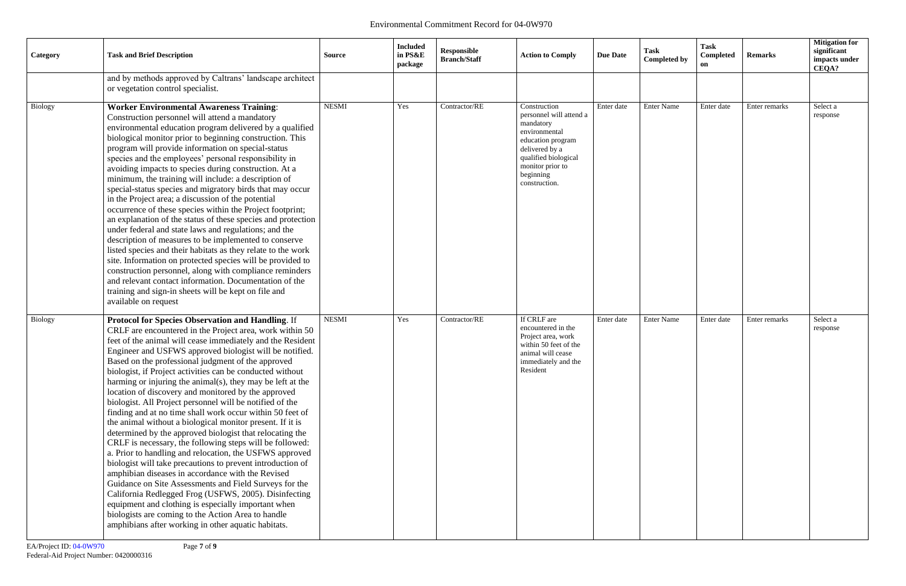| Category | Task and Brief Description | Source | Included in PS&E package | Responsible Branch/Staff | Action to Comply | Due Date | Task Completed by | Task Completed on | Remarks | Mitigation for significant impacts under CEQA? |
|---|---|---|---|---|---|---|---|---|---|---|
| | and by methods approved by Caltrans' landscape architect or vegetation control specialist. | | | | | | | | | |
| Biology | **Worker Environmental Awareness Training**: Construction personnel will attend a mandatory environmental education program delivered by a qualified biological monitor prior to beginning construction. This program will provide information on special-status species and the employees' personal responsibility in avoiding impacts to species during construction. At a minimum, the training will include: a description of special-status species and migratory birds that may occur in the Project area; a discussion of the potential occurrence of these species within the Project footprint; an explanation of the status of these species and protection under federal and state laws and regulations; and the description of measures to be implemented to conserve listed species and their habitats as they relate to the work site. Information on protected species will be provided to construction personnel, along with compliance reminders and relevant contact information. Documentation of the training and sign-in sheets will be kept on file and available on request | NESMI | Yes | Contractor/RE | Construction personnel will attend a mandatory environmental education program delivered by a qualified biological monitor prior to beginning construction. | Enter date | Enter Name | Enter date | Enter remarks | Select a response |
| Biology | **Protocol for Species Observation and Handling**. If CRLF are encountered in the Project area, work within 50 feet of the animal will cease immediately and the Resident Engineer and USFWS approved biologist will be notified. Based on the professional judgment of the approved biologist, if Project activities can be conducted without harming or injuring the animal(s), they may be left at the location of discovery and monitored by the approved biologist. All Project personnel will be notified of the finding and at no time shall work occur within 50 feet of the animal without a biological monitor present. If it is determined by the approved biologist that relocating the CRLF is necessary, the following steps will be followed: a. Prior to handling and relocation, the USFWS approved biologist will take precautions to prevent introduction of amphibian diseases in accordance with the Revised Guidance on Site Assessments and Field Surveys for the California Redlegged Frog (USFWS, 2005). Disinfecting equipment and clothing is especially important when biologists are coming to the Action Area to handle amphibians after working in other aquatic habitats. | NESMI | Yes | Contractor/RE | If CRLF are encountered in the Project area, work within 50 feet of the animal will cease immediately and the Resident | Enter date | Enter Name | Enter date | Enter remarks | Select a response |

EA/Project ID: 04-0W970

Federal-Aid Project Number: 0420000316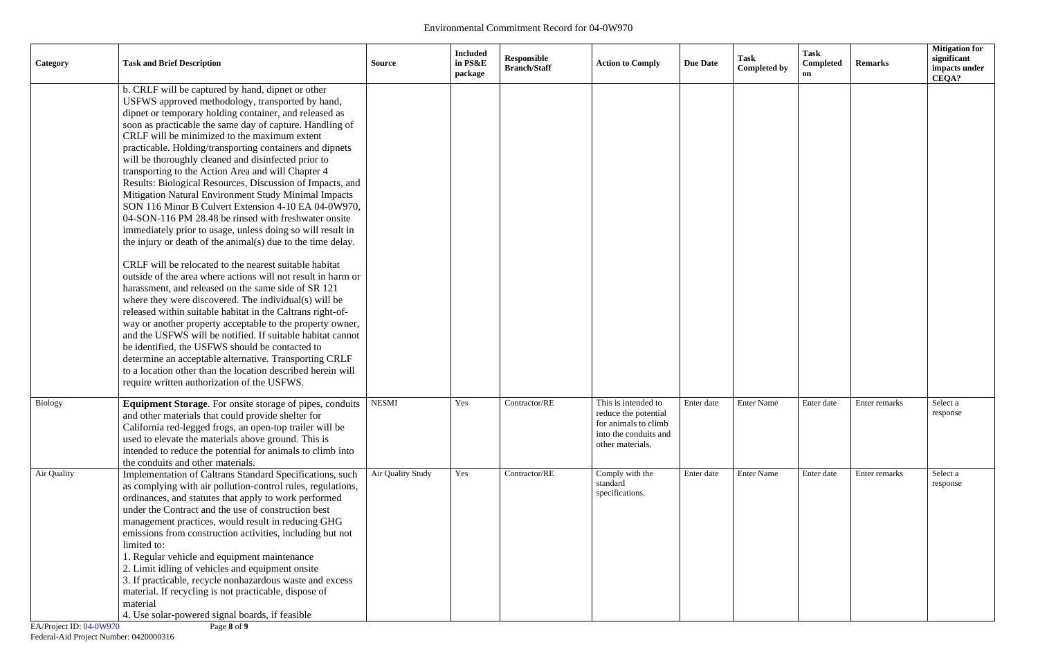Environmental Commitment Record for 04-0W970

| Category | Task and Brief Description | Source | Included in PS&E package | Responsible Branch/Staff | Action to Comply | Due Date | Task Completed by | Task Completed on | Remarks | Mitigation for significant impacts under CEQA? |
|---|---|---|---|---|---|---|---|---|---|---|
| | b. CRLF will be captured by hand, dipnet or other USFWS approved methodology, transported by hand, dipnet or temporary holding container, and released as soon as practicable the same day of capture. Handling of CRLF will be minimized to the maximum extent practicable. Holding/transporting containers and dipnets will be thoroughly cleaned and disinfected prior to transporting to the Action Area and will Chapter 4 Results: Biological Resources, Discussion of Impacts, and Mitigation Natural Environment Study Minimal Impacts SON 116 Minor B Culvert Extension 4-10 EA 04-0W970, 04-SON-116 PM 28.48 be rinsed with freshwater onsite immediately prior to usage, unless doing so will result in the injury or death of the animal(s) due to the time delay.<br><br>CRLF will be relocated to the nearest suitable habitat outside of the area where actions will not result in harm or harassment, and released on the same side of SR 121 where they were discovered. The individual(s) will be released within suitable habitat in the Caltrans right-of-way or another property acceptable to the property owner, and the USFWS will be notified. If suitable habitat cannot be identified, the USFWS should be contacted to determine an acceptable alternative. Transporting CRLF to a location other than the location described herein will require written authorization of the USFWS. | | | | | | | | | |
| Biology | **Equipment Storage**. For onsite storage of pipes, conduits and other materials that could provide shelter for California red-legged frogs, an open-top trailer will be used to elevate the materials above ground. This is intended to reduce the potential for animals to climb into the conduits and other materials. | NESMI | Yes | Contractor/RE | This is intended to reduce the potential for animals to climb into the conduits and other materials. | Enter date | Enter Name | Enter date | Enter remarks | Select a response |
| Air Quality | Implementation of Caltrans Standard Specifications, such as complying with air pollution-control rules, regulations, ordinances, and statutes that apply to work performed under the Contract and the use of construction best management practices, would result in reducing GHG emissions from construction activities, including but not limited to:<br>1. Regular vehicle and equipment maintenance<br>2. Limit idling of vehicles and equipment onsite<br>3. If practicable, recycle nonhazardous waste and excess material. If recycling is not practicable, dispose of material<br>4. Use solar-powered signal boards, if feasible | Air Quality Study | Yes | Contractor/RE | Comply with the standard specifications. | Enter date | Enter Name | Enter date | Enter remarks | Select a response |

EA/Project ID: 04-0W970
Federal-Aid Project Number: 0420000316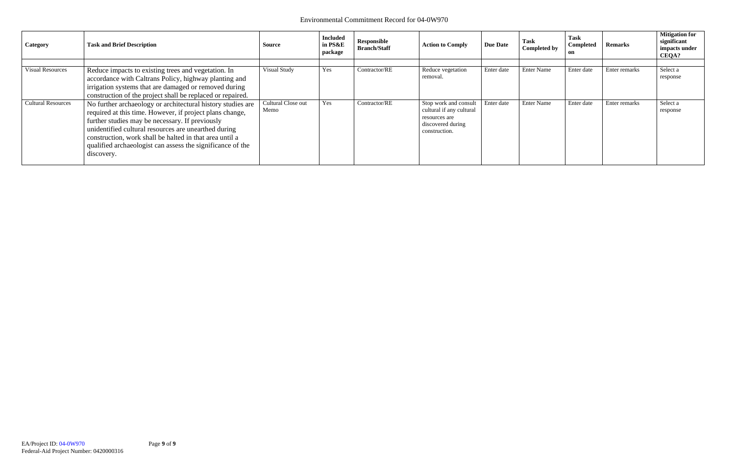| Category | Task and Brief Description | Source | Included in PS&E package | Responsible Branch/Staff | Action to Comply | Due Date | Task Completed by | Task Completed on | Remarks | Mitigation for significant impacts under CEQA? |
|---|---|---|---|---|---|---|---|---|---|---|
| | | | | | | | | | | |
| Visual Resources | Reduce impacts to existing trees and vegetation. In accordance with Caltrans Policy, highway planting and irrigation systems that are damaged or removed during construction of the project shall be replaced or repaired. | Visual Study | Yes | Contractor/RE | Reduce vegetation removal. | Enter date | Enter Name | Enter date | Enter remarks | Select a response |
| Cultural Resources | No further archaeology or architectural history studies are required at this time. However, if project plans change, further studies may be necessary. If previously unidentified cultural resources are unearthed during construction, work shall be halted in that area until a qualified archaeologist can assess the significance of the discovery. | Cultural Close out Memo | Yes | Contractor/RE | Stop work and consult cultural if any cultural resources are discovered during construction. | Enter date | Enter Name | Enter date | Enter remarks | Select a response |